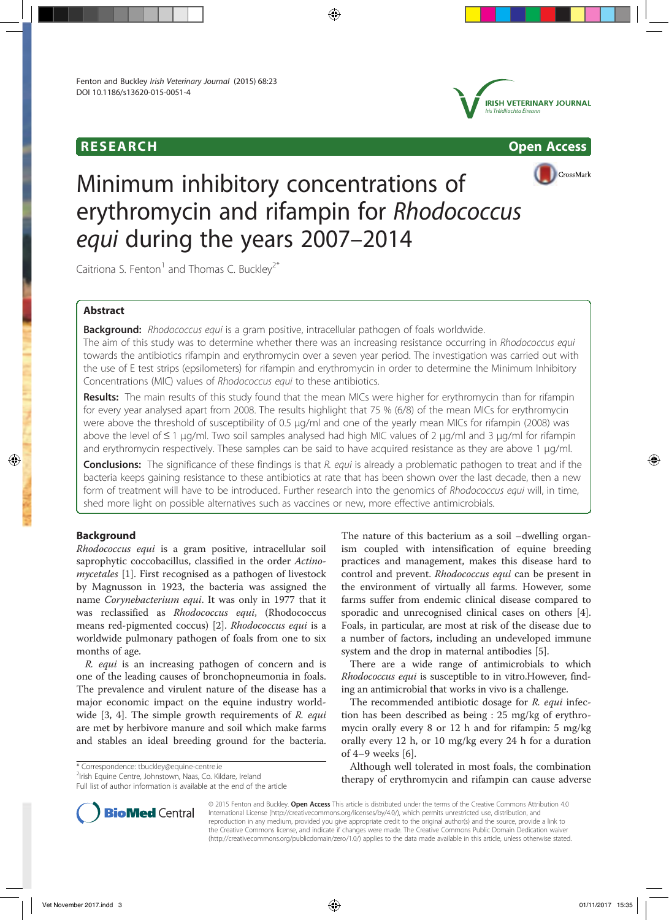# Minimum inhibitory concentrations of erythromycin and rifampin for *Rhodococcus equi* during the years 2007–2014

Caitriona S. Fenton[1] and Thomas C. Buckley[2*]

## Abstract

**Background:** *Rhodococcus equi* is a gram positive, intracellular pathogen of foals worldwide.
The aim of this study was to determine whether there was an increasing resistance occurring in *Rhodococcus equi* towards the antibiotics rifampin and erythromycin over a seven year period. The investigation was carried out with the use of E test strips (epsilometers) for rifampin and erythromycin in order to determine the Minimum Inhibitory Concentrations (MIC) values of *Rhodococcus equi* to these antibiotics.

**Results:** The main results of this study found that the mean MICs were higher for erythromycin than for rifampin for every year analysed apart from 2008. The results highlight that 75 % (6/8) of the mean MICs for erythromycin were above the threshold of susceptibility of 0.5 μg/ml and one of the yearly mean MICs for rifampin (2008) was above the level of ≤ 1 μg/ml. Two soil samples analysed had high MIC values of 2 μg/ml and 3 μg/ml for rifampin and erythromycin respectively. These samples can be said to have acquired resistance as they are above 1 μg/ml.

**Conclusions:** The significance of these findings is that *R. equi* is already a problematic pathogen to treat and if the bacteria keeps gaining resistance to these antibiotics at rate that has been shown over the last decade, then a new form of treatment will have to be introduced. Further research into the genomics of *Rhodococcus equi* will, in time, shed more light on possible alternatives such as vaccines or new, more effective antimicrobials.

## Background

*Rhodococcus equi* is a gram positive, intracellular soil saprophytic coccobacillus, classified in the order *Actinomycetales* [1]. First recognised as a pathogen of livestock by Magnusson in 1923, the bacteria was assigned the name *Corynebacterium equi*. It was only in 1977 that it was reclassified as *Rhodococcus equi*, (Rhodococcus means red-pigmented coccus) [2]. *Rhodococcus equi* is a worldwide pulmonary pathogen of foals from one to six months of age.

*R. equi* is an increasing pathogen of concern and is one of the leading causes of bronchopneumonia in foals. The prevalence and virulent nature of the disease has a major economic impact on the equine industry worldwide [3, 4]. The simple growth requirements of *R. equi* are met by herbivore manure and soil which make farms and stables an ideal breeding ground for the bacteria.

The nature of this bacterium as a soil –dwelling organism coupled with intensification of equine breeding practices and management, makes this disease hard to control and prevent. *Rhodococcus equi* can be present in the environment of virtually all farms. However, some farms suffer from endemic clinical disease compared to sporadic and unrecognised clinical cases on others [4]. Foals, in particular, are most at risk of the disease due to a number of factors, including an undeveloped immune system and the drop in maternal antibodies [5].

There are a wide range of antimicrobials to which *Rhodococcus equi* is susceptible to in vitro.However, finding an antimicrobial that works in vivo is a challenge.

The recommended antibiotic dosage for *R. equi* infection has been described as being : 25 mg/kg of erythromycin orally every 8 or 12 h and for rifampin: 5 mg/kg orally every 12 h, or 10 mg/kg every 24 h for a duration of 4–9 weeks [6].

Although well tolerated in most foals, the combination therapy of erythromycin and rifampin can cause adverse

\* Correspondence: tbuckley@equine-centre.ie
[2]Irish Equine Centre, Johnstown, Naas, Co. Kildare, Ireland
Full list of author information is available at the end of the article

© 2015 Fenton and Buckley. **Open Access** This article is distributed under the terms of the Creative Commons Attribution 4.0 International License (http://creativecommons.org/licenses/by/4.0/), which permits unrestricted use, distribution, and reproduction in any medium, provided you give appropriate credit to the original author(s) and the source, provide a link to the Creative Commons license, and indicate if changes were made. The Creative Commons Public Domain Dedication waiver (http://creativecommons.org/publicdomain/zero/1.0/) applies to the data made available in this article, unless otherwise stated.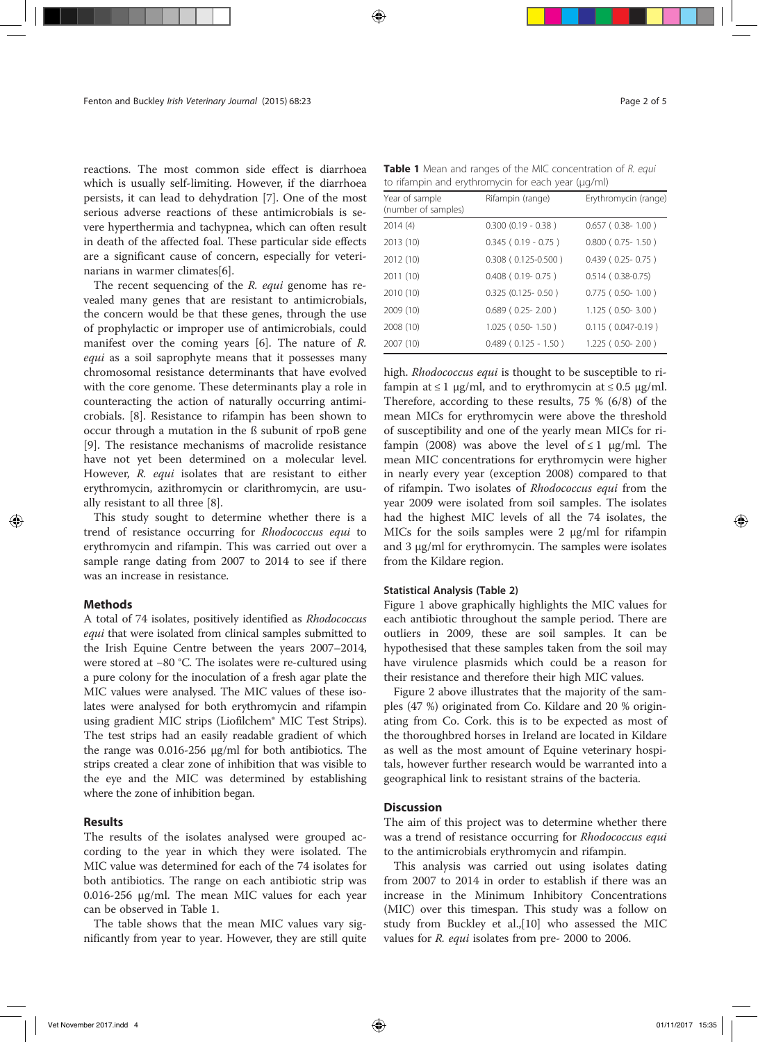reactions. The most common side effect is diarrhoea which is usually self-limiting. However, if the diarrhoea persists, it can lead to dehydration [7]. One of the most serious adverse reactions of these antimicrobials is severe hyperthermia and tachypnea, which can often result in death of the affected foal. These particular side effects are a significant cause of concern, especially for veterinarians in warmer climates[6].

The recent sequencing of the *R. equi* genome has revealed many genes that are resistant to antimicrobials, the concern would be that these genes, through the use of prophylactic or improper use of antimicrobials, could manifest over the coming years [6]. The nature of *R. equi* as a soil saprophyte means that it possesses many chromosomal resistance determinants that have evolved with the core genome. These determinants play a role in counteracting the action of naturally occurring antimicrobials. [8]. Resistance to rifampin has been shown to occur through a mutation in the ß subunit of rpoB gene [9]. The resistance mechanisms of macrolide resistance have not yet been determined on a molecular level. However, *R. equi* isolates that are resistant to either erythromycin, azithromycin or clarithromycin, are usually resistant to all three [8].

This study sought to determine whether there is a trend of resistance occurring for *Rhodococcus equi* to erythromycin and rifampin. This was carried out over a sample range dating from 2007 to 2014 to see if there was an increase in resistance.

## Methods

A total of 74 isolates, positively identified as *Rhodococcus equi* that were isolated from clinical samples submitted to the Irish Equine Centre between the years 2007–2014, were stored at −80 °C. The isolates were re-cultured using a pure colony for the inoculation of a fresh agar plate the MIC values were analysed. The MIC values of these isolates were analysed for both erythromycin and rifampin using gradient MIC strips (Liofilchem® MIC Test Strips). The test strips had an easily readable gradient of which the range was 0.016-256 μg/ml for both antibiotics. The strips created a clear zone of inhibition that was visible to the eye and the MIC was determined by establishing where the zone of inhibition began.

## Results

The results of the isolates analysed were grouped according to the year in which they were isolated. The MIC value was determined for each of the 74 isolates for both antibiotics. The range on each antibiotic strip was 0.016-256 μg/ml. The mean MIC values for each year can be observed in Table 1.

The table shows that the mean MIC values vary significantly from year to year. However, they are still quite high. *Rhodococcus equi* is thought to be susceptible to rifampin at ≤ 1 μg/ml, and to erythromycin at ≤ 0.5 μg/ml. Therefore, according to these results, 75 % (6/8) of the mean MICs for erythromycin were above the threshold of susceptibility and one of the yearly mean MICs for rifampin (2008) was above the level of ≤ 1 μg/ml. The mean MIC concentrations for erythromycin were higher in nearly every year (exception 2008) compared to that of rifampin. Two isolates of *Rhodococcus equi* from the year 2009 were isolated from soil samples. The isolates had the highest MIC levels of all the 74 isolates, the MICs for the soils samples were 2 μg/ml for rifampin and 3 μg/ml for erythromycin. The samples were isolates from the Kildare region.

**Table 1** Mean and ranges of the MIC concentration of *R. equi* to rifampin and erythromycin for each year (μg/ml)

| Year of sample (number of samples) | Rifampin (range) | Erythromycin (range) |
|---|---|---|
| 2014 (4) | 0.300 (0.19 - 0.38 ) | 0.657 ( 0.38- 1.00 ) |
| 2013 (10) | 0.345 ( 0.19 - 0.75 ) | 0.800 ( 0.75- 1.50 ) |
| 2012 (10) | 0.308 ( 0.125-0.500 ) | 0.439 ( 0.25- 0.75 ) |
| 2011 (10) | 0.408 ( 0.19- 0.75 ) | 0.514 ( 0.38-0.75) |
| 2010 (10) | 0.325 (0.125- 0.50 ) | 0.775 ( 0.50- 1.00 ) |
| 2009 (10) | 0.689 ( 0.25- 2.00 ) | 1.125 ( 0.50- 3.00 ) |
| 2008 (10) | 1.025 ( 0.50- 1.50 ) | 0.115 ( 0.047-0.19 ) |
| 2007 (10) | 0.489 ( 0.125 - 1.50 ) | 1.225 ( 0.50- 2.00 ) |

### Statistical Analysis (Table 2)

Figure 1 above graphically highlights the MIC values for each antibiotic throughout the sample period. There are outliers in 2009, these are soil samples. It can be hypothesised that these samples taken from the soil may have virulence plasmids which could be a reason for their resistance and therefore their high MIC values.

Figure 2 above illustrates that the majority of the samples (47 %) originated from Co. Kildare and 20 % originating from Co. Cork. this is to be expected as most of the thoroughbred horses in Ireland are located in Kildare as well as the most amount of Equine veterinary hospitals, however further research would be warranted into a geographical link to resistant strains of the bacteria.

## Discussion

The aim of this project was to determine whether there was a trend of resistance occurring for *Rhodococcus equi* to the antimicrobials erythromycin and rifampin.

This analysis was carried out using isolates dating from 2007 to 2014 in order to establish if there was an increase in the Minimum Inhibitory Concentrations (MIC) over this timespan. This study was a follow on study from Buckley et al.,[10] who assessed the MIC values for *R. equi* isolates from pre- 2000 to 2006.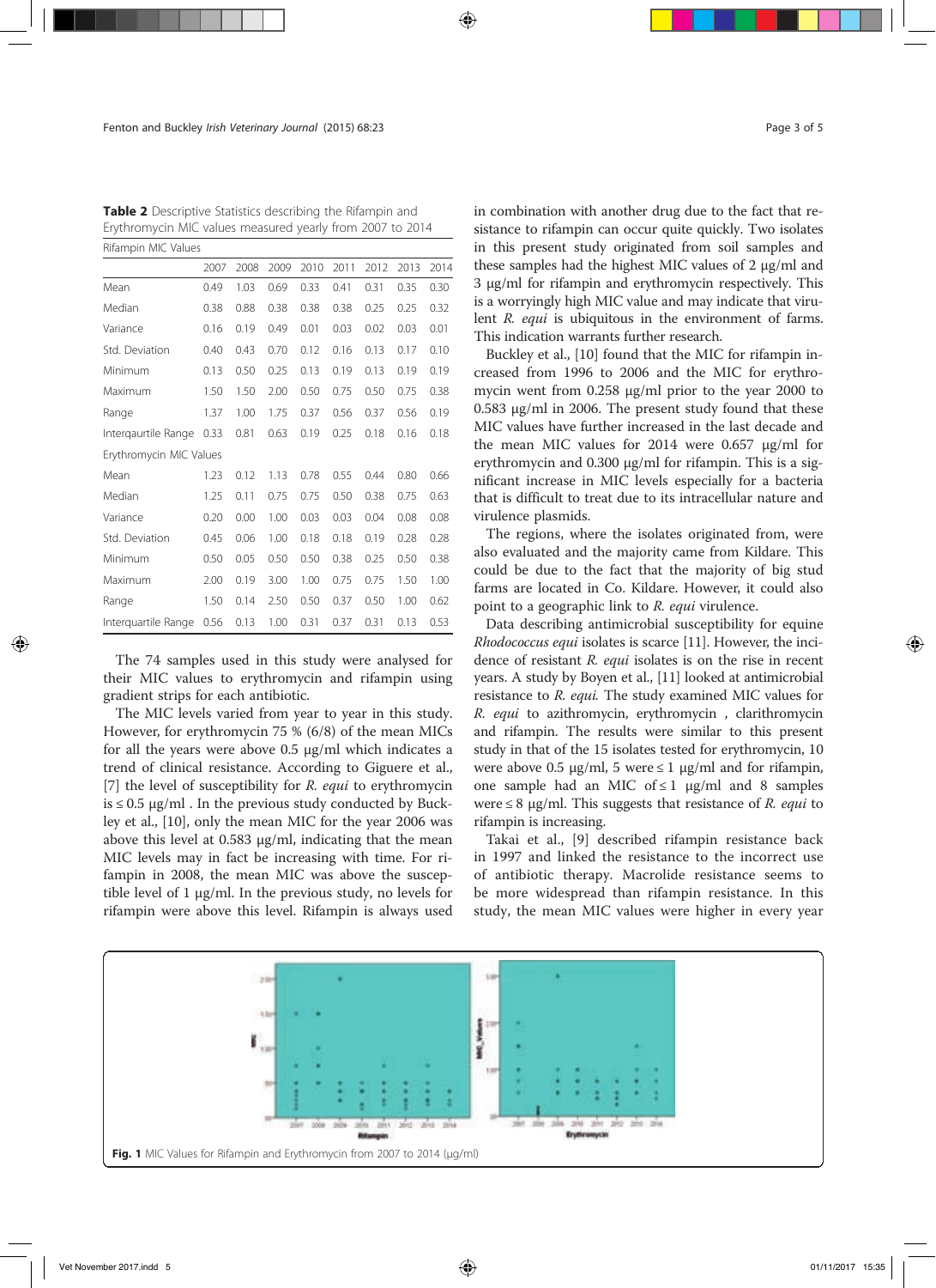**Table 2** Descriptive Statistics describing the Rifampin and Erythromycin MIC values measured yearly from 2007 to 2014

| Rifampin MIC Values | | | | | | | | |
|---|---|---|---|---|---|---|---|---|
| | 2007 | 2008 | 2009 | 2010 | 2011 | 2012 | 2013 | 2014 |
| Mean | 0.49 | 1.03 | 0.69 | 0.33 | 0.41 | 0.31 | 0.35 | 0.30 |
| Median | 0.38 | 0.88 | 0.38 | 0.38 | 0.38 | 0.25 | 0.25 | 0.32 |
| Variance | 0.16 | 0.19 | 0.49 | 0.01 | 0.03 | 0.02 | 0.03 | 0.01 |
| Std. Deviation | 0.40 | 0.43 | 0.70 | 0.12 | 0.16 | 0.13 | 0.17 | 0.10 |
| Minimum | 0.13 | 0.50 | 0.25 | 0.13 | 0.19 | 0.13 | 0.19 | 0.19 |
| Maximum | 1.50 | 1.50 | 2.00 | 0.50 | 0.75 | 0.50 | 0.75 | 0.38 |
| Range | 1.37 | 1.00 | 1.75 | 0.37 | 0.56 | 0.37 | 0.56 | 0.19 |
| Interqaurtile Range | 0.33 | 0.81 | 0.63 | 0.19 | 0.25 | 0.18 | 0.16 | 0.18 |
| Erythromycin MIC Values | | | | | | | | |
| Mean | 1.23 | 0.12 | 1.13 | 0.78 | 0.55 | 0.44 | 0.80 | 0.66 |
| Median | 1.25 | 0.11 | 0.75 | 0.75 | 0.50 | 0.38 | 0.75 | 0.63 |
| Variance | 0.20 | 0.00 | 1.00 | 0.03 | 0.03 | 0.04 | 0.08 | 0.08 |
| Std. Deviation | 0.45 | 0.06 | 1.00 | 0.18 | 0.18 | 0.19 | 0.28 | 0.28 |
| Minimum | 0.50 | 0.05 | 0.50 | 0.50 | 0.38 | 0.25 | 0.50 | 0.38 |
| Maximum | 2.00 | 0.19 | 3.00 | 1.00 | 0.75 | 0.75 | 1.50 | 1.00 |
| Range | 1.50 | 0.14 | 2.50 | 0.50 | 0.37 | 0.50 | 1.00 | 0.62 |
| Interquartile Range | 0.56 | 0.13 | 1.00 | 0.31 | 0.37 | 0.31 | 0.13 | 0.53 |

The 74 samples used in this study were analysed for their MIC values to erythromycin and rifampin using gradient strips for each antibiotic.

The MIC levels varied from year to year in this study. However, for erythromycin 75 % (6/8) of the mean MICs for all the years were above 0.5 μg/ml which indicates a trend of clinical resistance. According to Giguere et al., [7] the level of susceptibility for *R. equi* to erythromycin is ≤ 0.5 μg/ml . In the previous study conducted by Buckley et al., [10], only the mean MIC for the year 2006 was above this level at 0.583 μg/ml, indicating that the mean MIC levels may in fact be increasing with time. For rifampin in 2008, the mean MIC was above the susceptible level of 1 μg/ml. In the previous study, no levels for rifampin were above this level. Rifampin is always used in combination with another drug due to the fact that resistance to rifampin can occur quite quickly. Two isolates in this present study originated from soil samples and these samples had the highest MIC values of 2 μg/ml and 3 μg/ml for rifampin and erythromycin respectively. This is a worryingly high MIC value and may indicate that virulent *R. equi* is ubiquitous in the environment of farms. This indication warrants further research.

Buckley et al., [10] found that the MIC for rifampin increased from 1996 to 2006 and the MIC for erythromycin went from 0.258 μg/ml prior to the year 2000 to 0.583 μg/ml in 2006. The present study found that these MIC values have further increased in the last decade and the mean MIC values for 2014 were 0.657 μg/ml for erythromycin and 0.300 μg/ml for rifampin. This is a significant increase in MIC levels especially for a bacteria that is difficult to treat due to its intracellular nature and virulence plasmids.

The regions, where the isolates originated from, were also evaluated and the majority came from Kildare. This could be due to the fact that the majority of big stud farms are located in Co. Kildare. However, it could also point to a geographic link to *R. equi* virulence.

Data describing antimicrobial susceptibility for equine *Rhodococcus equi* isolates is scarce [11]. However, the incidence of resistant *R. equi* isolates is on the rise in recent years. A study by Boyen et al., [11] looked at antimicrobial resistance to *R. equi.* The study examined MIC values for *R. equi* to azithromycin, erythromycin , clarithromycin and rifampin. The results were similar to this present study in that of the 15 isolates tested for erythromycin, 10 were above 0.5 μg/ml, 5 were ≤ 1 μg/ml and for rifampin, one sample had an MIC of ≤ 1 μg/ml and 8 samples were ≤ 8 μg/ml. This suggests that resistance of *R. equi* to rifampin is increasing.

Takai et al., [9] described rifampin resistance back in 1997 and linked the resistance to the incorrect use of antibiotic therapy. Macrolide resistance seems to be more widespread than rifampin resistance. In this study, the mean MIC values were higher in every year

**Fig. 1** MIC Values for Rifampin and Erythromycin from 2007 to 2014 (μg/ml)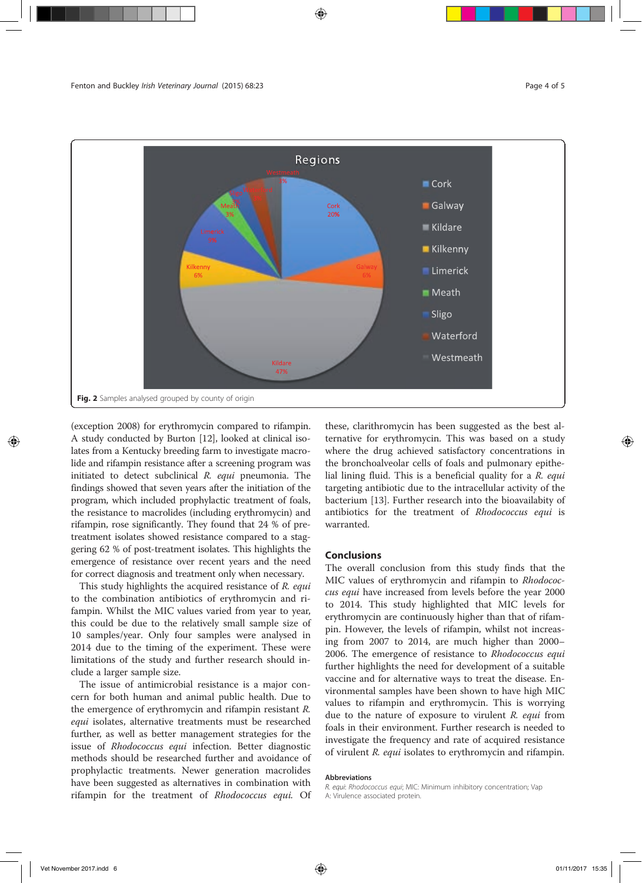**Fig. 2** Samples analysed grouped by county of origin

(exception 2008) for erythromycin compared to rifampin. A study conducted by Burton [12], looked at clinical isolates from a Kentucky breeding farm to investigate macrolide and rifampin resistance after a screening program was initiated to detect subclinical *R. equi* pneumonia. The findings showed that seven years after the initiation of the program, which included prophylactic treatment of foals, the resistance to macrolides (including erythromycin) and rifampin, rose significantly. They found that 24 % of pretreatment isolates showed resistance compared to a staggering 62 % of post-treatment isolates. This highlights the emergence of resistance over recent years and the need for correct diagnosis and treatment only when necessary.

This study highlights the acquired resistance of *R. equi* to the combination antibiotics of erythromycin and rifampin. Whilst the MIC values varied from year to year, this could be due to the relatively small sample size of 10 samples/year. Only four samples were analysed in 2014 due to the timing of the experiment. These were limitations of the study and further research should include a larger sample size.

The issue of antimicrobial resistance is a major concern for both human and animal public health. Due to the emergence of erythromycin and rifampin resistant *R. equi* isolates, alternative treatments must be researched further, as well as better management strategies for the issue of *Rhodococcus equi* infection. Better diagnostic methods should be researched further and avoidance of prophylactic treatments. Newer generation macrolides have been suggested as alternatives in combination with rifampin for the treatment of *Rhodococcus equi*. Of these, clarithromycin has been suggested as the best alternative for erythromycin. This was based on a study where the drug achieved satisfactory concentrations in the bronchoalveolar cells of foals and pulmonary epithelial lining fluid. This is a beneficial quality for a *R. equi* targeting antibiotic due to the intracellular activity of the bacterium [13]. Further research into the bioavailabity of antibiotics for the treatment of *Rhodococcus equi* is warranted.

## Conclusions

The overall conclusion from this study finds that the MIC values of erythromycin and rifampin to *Rhodococcus equi* have increased from levels before the year 2000 to 2014. This study highlighted that MIC levels for erythromycin are continuously higher than that of rifampin. However, the levels of rifampin, whilst not increasing from 2007 to 2014, are much higher than 2000–2006. The emergence of resistance to *Rhodococcus equi* further highlights the need for development of a suitable vaccine and for alternative ways to treat the disease. Environmental samples have been shown to have high MIC values to rifampin and erythromycin. This is worrying due to the nature of exposure to virulent *R. equi* from foals in their environment. Further research is needed to investigate the frequency and rate of acquired resistance of virulent *R. equi* isolates to erythromycin and rifampin.

### Abbreviations

*R. equi*: *Rhodococcus equi*; MIC: Minimum inhibitory concentration; Vap A: Virulence associated protein.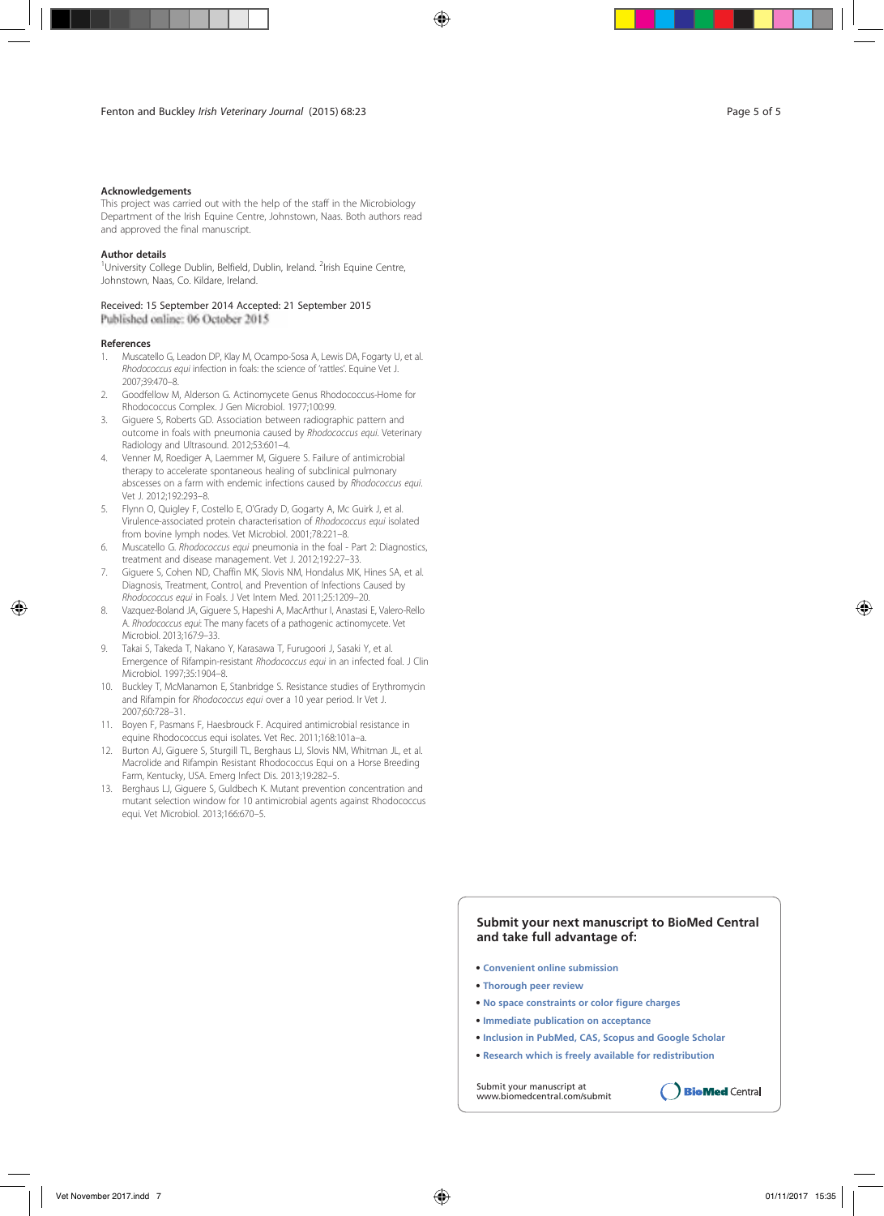### Acknowledgements

This project was carried out with the help of the staff in the Microbiology Department of the Irish Equine Centre, Johnstown, Naas. Both authors read and approved the final manuscript.

### Author details

[1]University College Dublin, Belfield, Dublin, Ireland. [2]Irish Equine Centre, Johnstown, Naas, Co. Kildare, Ireland.

Received: 15 September 2014 Accepted: 21 September 2015
Published online: 06 October 2015

### References

1. Muscatello G, Leadon DP, Klay M, Ocampo-Sosa A, Lewis DA, Fogarty U, et al. *Rhodococcus equi* infection in foals: the science of 'rattles'. Equine Vet J. 2007;39:470–8.
2. Goodfellow M, Alderson G. Actinomycete Genus Rhodococcus-Home for Rhodococcus Complex. J Gen Microbiol. 1977;100:99.
3. Giguere S, Roberts GD. Association between radiographic pattern and outcome in foals with pneumonia caused by *Rhodococcus equi*. Veterinary Radiology and Ultrasound. 2012;53:601–4.
4. Venner M, Roediger A, Laemmer M, Giguere S. Failure of antimicrobial therapy to accelerate spontaneous healing of subclinical pulmonary abscesses on a farm with endemic infections caused by *Rhodococcus equi*. Vet J. 2012;192:293–8.
5. Flynn O, Quigley F, Costello E, O'Grady D, Gogarty A, Mc Guirk J, et al. Virulence-associated protein characterisation of *Rhodococcus equi* isolated from bovine lymph nodes. Vet Microbiol. 2001;78:221–8.
6. Muscatello G. *Rhodococcus equi* pneumonia in the foal - Part 2: Diagnostics, treatment and disease management. Vet J. 2012;192:27–33.
7. Giguere S, Cohen ND, Chaffin MK, Slovis NM, Hondalus MK, Hines SA, et al. Diagnosis, Treatment, Control, and Prevention of Infections Caused by *Rhodococcus equi* in Foals. J Vet Intern Med. 2011;25:1209–20.
8. Vazquez-Boland JA, Giguere S, Hapeshi A, MacArthur I, Anastasi E, Valero-Rello A. *Rhodococcus equi*: The many facets of a pathogenic actinomycete. Vet Microbiol. 2013;167:9–33.
9. Takai S, Takeda T, Nakano Y, Karasawa T, Furugoori J, Sasaki Y, et al. Emergence of Rifampin-resistant *Rhodococcus equi* in an infected foal. J Clin Microbiol. 1997;35:1904–8.
10. Buckley T, McManamon E, Stanbridge S. Resistance studies of Erythromycin and Rifampin for *Rhodococcus equi* over a 10 year period. Ir Vet J. 2007;60:728–31.
11. Boyen F, Pasmans F, Haesbrouck F. Acquired antimicrobial resistance in equine Rhodococcus equi isolates. Vet Rec. 2011;168:101a–a.
12. Burton AJ, Giguere S, Sturgill TL, Berghaus LJ, Slovis NM, Whitman JL, et al. Macrolide and Rifampin Resistant Rhodococcus Equi on a Horse Breeding Farm, Kentucky, USA. Emerg Infect Dis. 2013;19:282–5.
13. Berghaus LJ, Giguere S, Guldbech K. Mutant prevention concentration and mutant selection window for 10 antimicrobial agents against Rhodococcus equi. Vet Microbiol. 2013;166:670–5.

**Submit your next manuscript to BioMed Central and take full advantage of:**

- **Convenient online submission**
- **Thorough peer review**
- **No space constraints or color figure charges**
- **Immediate publication on acceptance**
- **Inclusion in PubMed, CAS, Scopus and Google Scholar**
- **Research which is freely available for redistribution**

Submit your manuscript at
www.biomedcentral.com/submit

BioMed Central